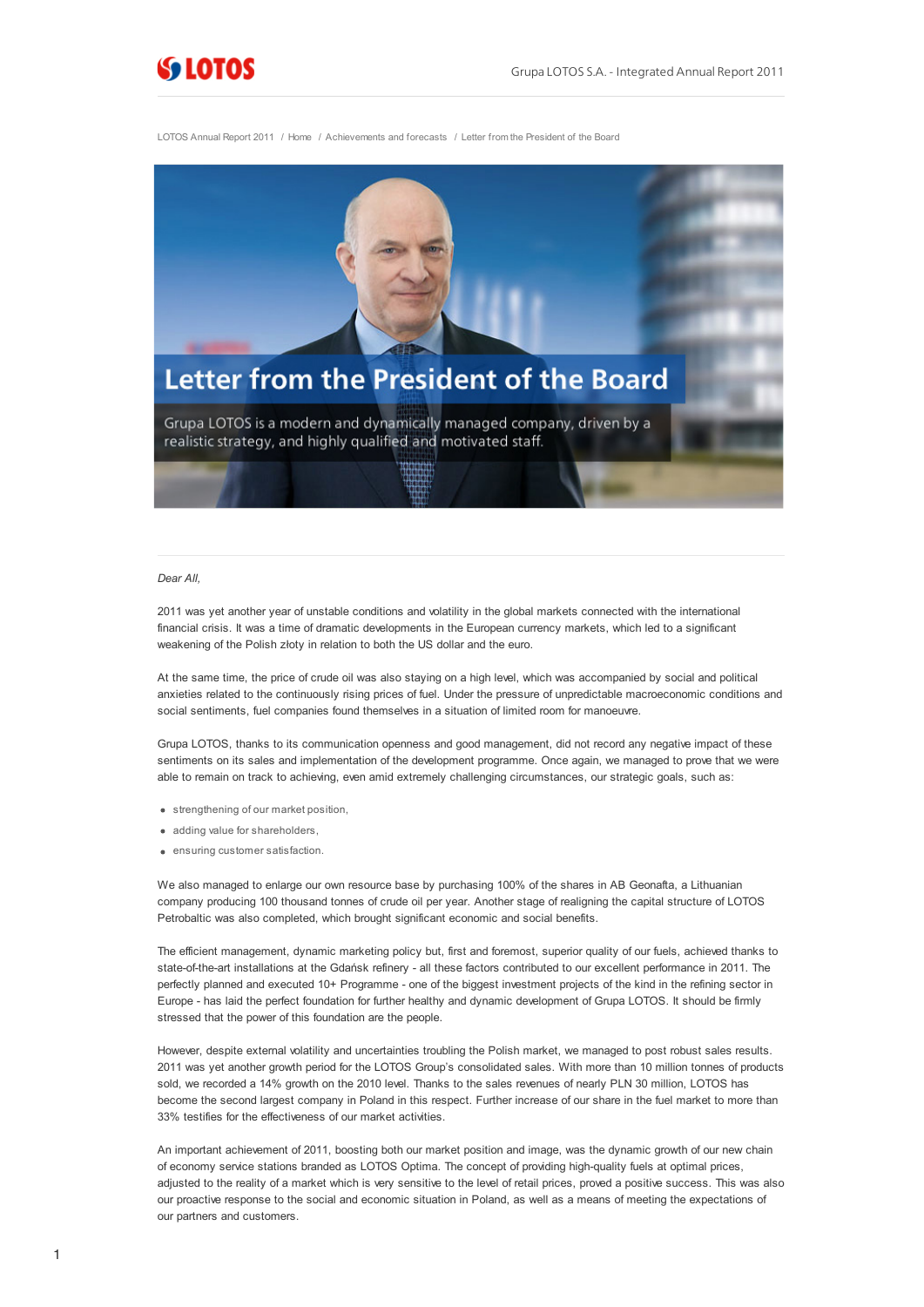LOTOS Annual Report 2011 / Home / Achievements and forecasts / Letter from the President of the Board

# Letter from the President of the Board

Grupa LOTOS is a modern and dynamically managed company, driven by a realistic strategy, and highly qualified and motivated staff.

*Dear All,*

2011 was yet another year of unstable conditions and volatility in the global markets connected with the international financial crisis. It was a time of dramatic developments in the European currency markets, which led to a significant weakening of the Polish złoty in relation to both the US dollar and the euro.

At the same time, the price of crude oil was also staying on a high level, which was accompanied by social and political anxieties related to the continuously rising prices of fuel. Under the pressure of unpredictable macroeconomic conditions and social sentiments, fuel companies found themselves in a situation of limited room for manoeuvre.

Grupa LOTOS, thanks to its communication openness and good management, did not record any negative impact of these sentiments on its sales and implementation of the development programme. Once again, we managed to prove that we were able to remain on track to achieving, even amid extremely challenging circumstances, our strategic goals, such as:

- strengthening of our market position,
- adding value for shareholders,
- ensuring customer satisfaction.

We also managed to enlarge our own resource base by purchasing 100% of the shares in AB Geonafta, a Lithuanian company producing 100 thousand tonnes of crude oil per year. Another stage of realigning the capital structure of LOTOS Petrobaltic was also completed, which brought significant economic and social benefits.

The efficient management, dynamic marketing policy but, first and foremost, superior quality of our fuels, achieved thanks to state-of-the-art installations at the Gdańsk refinery - all these factors contributed to our excellent performance in 2011. The perfectly planned and executed 10+ Programme - one of the biggest investment projects of the kind in the refining sector in Europe - has laid the perfect foundation for further healthy and dynamic development of Grupa LOTOS. It should be firmly stressed that the power of this foundation are the people.

However, despite external volatility and uncertainties troubling the Polish market, we managed to post robust sales results. 2011 was yet another growth period for the LOTOS Group's consolidated sales. With more than 10 million tonnes of products sold, we recorded a 14% growth on the 2010 level. Thanks to the sales revenues of nearly PLN 30 million, LOTOS has become the second largest company in Poland in this respect. Further increase of our share in the fuel market to more than 33% testifies for the effectiveness of our market activities.

An important achievement of 2011, boosting both our market position and image, was the dynamic growth of our new chain of economy service stations branded as LOTOS Optima. The concept of providing high-quality fuels at optimal prices, adjusted to the reality of a market which is very sensitive to the level of retail prices, proved a positive success. This was also our proactive response to the social and economic situation in Poland, as well as a means of meeting the expectations of our partners and customers.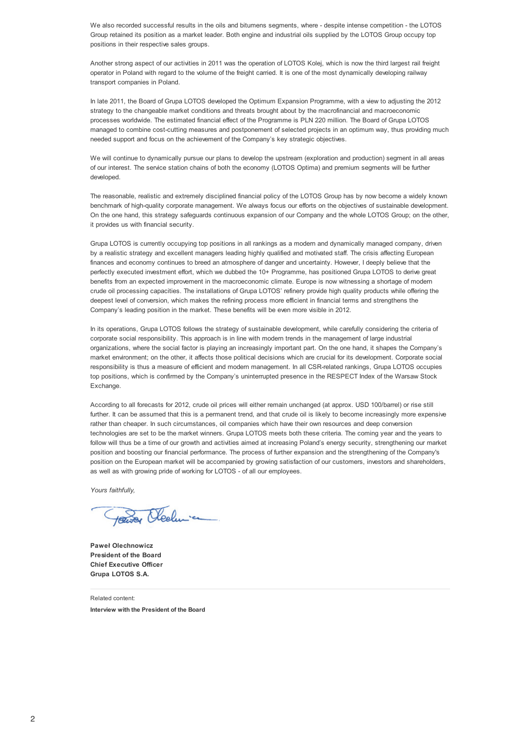We also recorded successful results in the oils and bitumens segments, where - despite intense competition - the LOTOS Group retained its position as a market leader. Both engine and industrial oils supplied by the LOTOS Group occupy top positions in their respective sales groups.

Another strong aspect of our activities in 2011 was the operation of LOTOS Kolej, which is now the third largest rail freight operator in Poland with regard to the volume of the freight carried. It is one of the most dynamically developing railway transport companies in Poland.

In late 2011, the Board of Grupa LOTOS developed the Optimum Expansion Programme, with a view to adjusting the 2012 strategy to the changeable market conditions and threats brought about by the macrofinancial and macroeconomic processes worldwide. The estimated financial effect of the Programme is PLN 220 million. The Board of Grupa LOTOS managed to combine cost-cutting measures and postponement of selected projects in an optimum way, thus providing much needed support and focus on the achievement of the Company's key strategic objectives.

We will continue to dynamically pursue our plans to develop the upstream (exploration and production) segment in all areas of our interest. The service station chains of both the economy (LOTOS Optima) and premium segments will be further developed.

The reasonable, realistic and extremely disciplined financial policy of the LOTOS Group has by now become a widely known benchmark of high-quality corporate management. We always focus our efforts on the objectives of sustainable development. On the one hand, this strategy safeguards continuous expansion of our Company and the whole LOTOS Group; on the other, it provides us with financial security.

Grupa LOTOS is currently occupying top positions in all rankings as a modern and dynamically managed company, driven by a realistic strategy and excellent managers leading highly qualified and motivated staff. The crisis affecting European finances and economy continues to breed an atmosphere of danger and uncertainty. However, I deeply believe that the perfectly executed investment effort, which we dubbed the 10+ Programme, has positioned Grupa LOTOS to derive great benefits from an expected improvement in the macroeconomic climate. Europe is now witnessing a shortage of modern crude oil processing capacities. The installations of Grupa LOTOS' refinery provide high quality products while offering the deepest level of conversion, which makes the refining process more efficient in financial terms and strengthens the Company's leading position in the market. These benefits will be even more visible in 2012.

In its operations, Grupa LOTOS follows the strategy of sustainable development, while carefully considering the criteria of corporate social responsibility. This approach is in line with modern trends in the management of large industrial organizations, where the social factor is playing an increasingly important part. On the one hand, it shapes the Company's market environment; on the other, it affects those political decisions which are crucial for its development. Corporate social responsibility is thus a measure of efficient and modern management. In all CSR-related rankings, Grupa LOTOS occupies top positions, which is confirmed by the Company's uninterrupted presence in the RESPECT Index of the Warsaw Stock Exchange.

According to all forecasts for 2012, crude oil prices will either remain unchanged (at approx. USD 100/barrel) or rise still further. It can be assumed that this is a permanent trend, and that crude oil is likely to become increasingly more expensive rather than cheaper. In such circumstances, oil companies which have their own resources and deep conversion technologies are set to be the market winners. Grupa LOTOS meets both these criteria. The coming year and the years to follow will thus be a time of our growth and activities aimed at increasing Poland's energy security, strengthening our market position and boosting our financial performance. The process of further expansion and the strengthening of the Company's position on the European market will be accompanied by growing satisfaction of our customers, investors and shareholders, as well as with growing pride of working for LOTOS - of all our employees.

*Yours faithfully,*

**Paweł Olechnowicz**
**President of the Board**
**Chief Executive Officer**
**Grupa LOTOS S.A.**

Related content:

**Interview with the President of the Board**